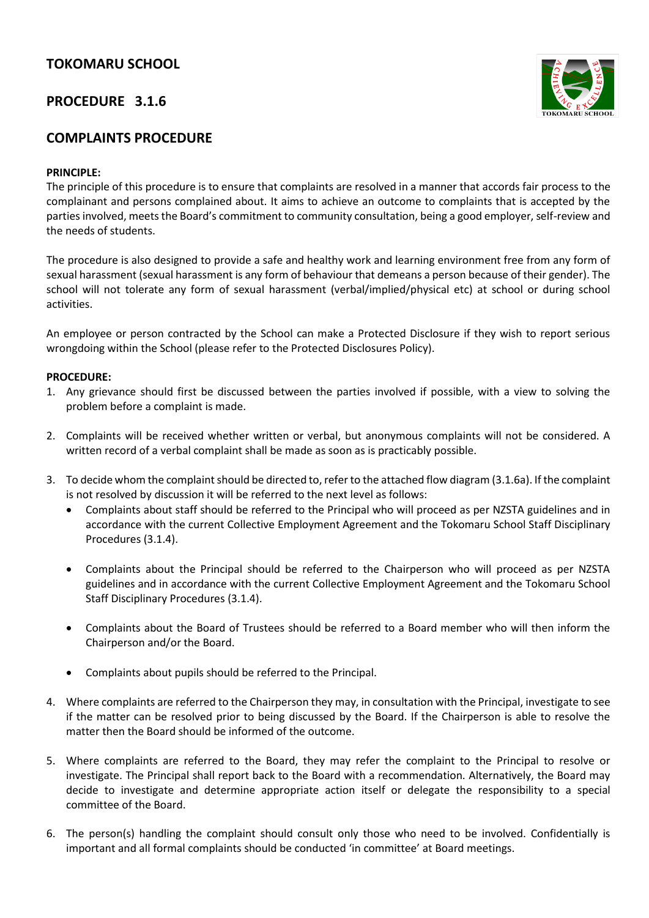# TOKOMARU SCHOOL

## PROCEDURE 3.1.6

## COMPLAINTS PROCEDURE

**PRINCIPLE:**
The principle of this procedure is to ensure that complaints are resolved in a manner that accords fair process to the complainant and persons complained about. It aims to achieve an outcome to complaints that is accepted by the parties involved, meets the Board's commitment to community consultation, being a good employer, self-review and the needs of students.

The procedure is also designed to provide a safe and healthy work and learning environment free from any form of sexual harassment (sexual harassment is any form of behaviour that demeans a person because of their gender). The school will not tolerate any form of sexual harassment (verbal/implied/physical etc) at school or during school activities.

An employee or person contracted by the School can make a Protected Disclosure if they wish to report serious wrongdoing within the School (please refer to the Protected Disclosures Policy).

**PROCEDURE:**

1. Any grievance should first be discussed between the parties involved if possible, with a view to solving the problem before a complaint is made.

2. Complaints will be received whether written or verbal, but anonymous complaints will not be considered. A written record of a verbal complaint shall be made as soon as is practicably possible.

3. To decide whom the complaint should be directed to, refer to the attached flow diagram (3.1.6a). If the complaint is not resolved by discussion it will be referred to the next level as follows:
   - Complaints about staff should be referred to the Principal who will proceed as per NZSTA guidelines and in accordance with the current Collective Employment Agreement and the Tokomaru School Staff Disciplinary Procedures (3.1.4).
   - Complaints about the Principal should be referred to the Chairperson who will proceed as per NZSTA guidelines and in accordance with the current Collective Employment Agreement and the Tokomaru School Staff Disciplinary Procedures (3.1.4).
   - Complaints about the Board of Trustees should be referred to a Board member who will then inform the Chairperson and/or the Board.
   - Complaints about pupils should be referred to the Principal.

4. Where complaints are referred to the Chairperson they may, in consultation with the Principal, investigate to see if the matter can be resolved prior to being discussed by the Board. If the Chairperson is able to resolve the matter then the Board should be informed of the outcome.

5. Where complaints are referred to the Board, they may refer the complaint to the Principal to resolve or investigate. The Principal shall report back to the Board with a recommendation. Alternatively, the Board may decide to investigate and determine appropriate action itself or delegate the responsibility to a special committee of the Board.

6. The person(s) handling the complaint should consult only those who need to be involved. Confidentially is important and all formal complaints should be conducted 'in committee' at Board meetings.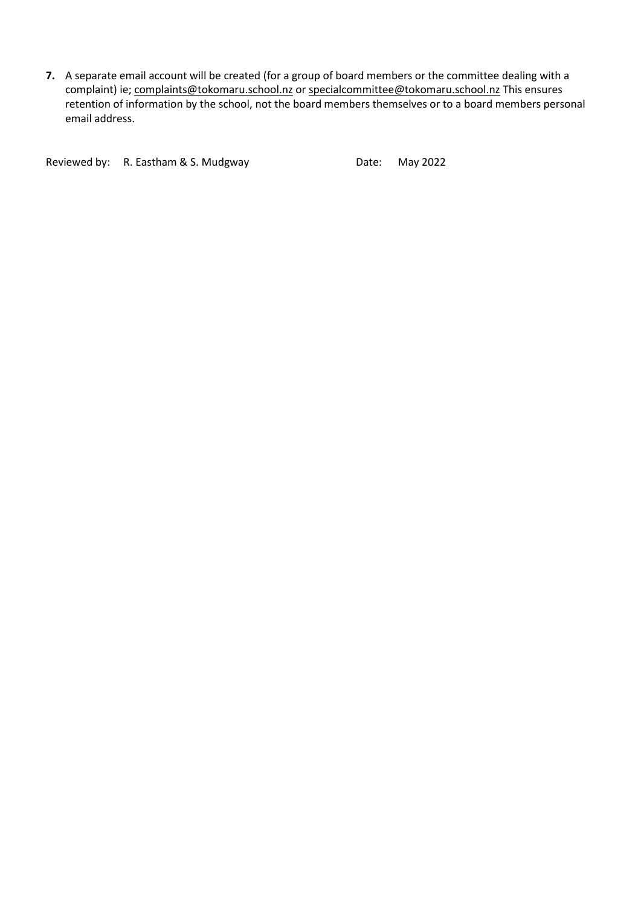**7.** A separate email account will be created (for a group of board members or the committee dealing with a complaint) ie; complaints@tokomaru.school.nz or specialcommittee@tokomaru.school.nz This ensures retention of information by the school, not the board members themselves or to a board members personal email address.

Reviewed by: R. Eastham & S. Mudgway Date: May 2022